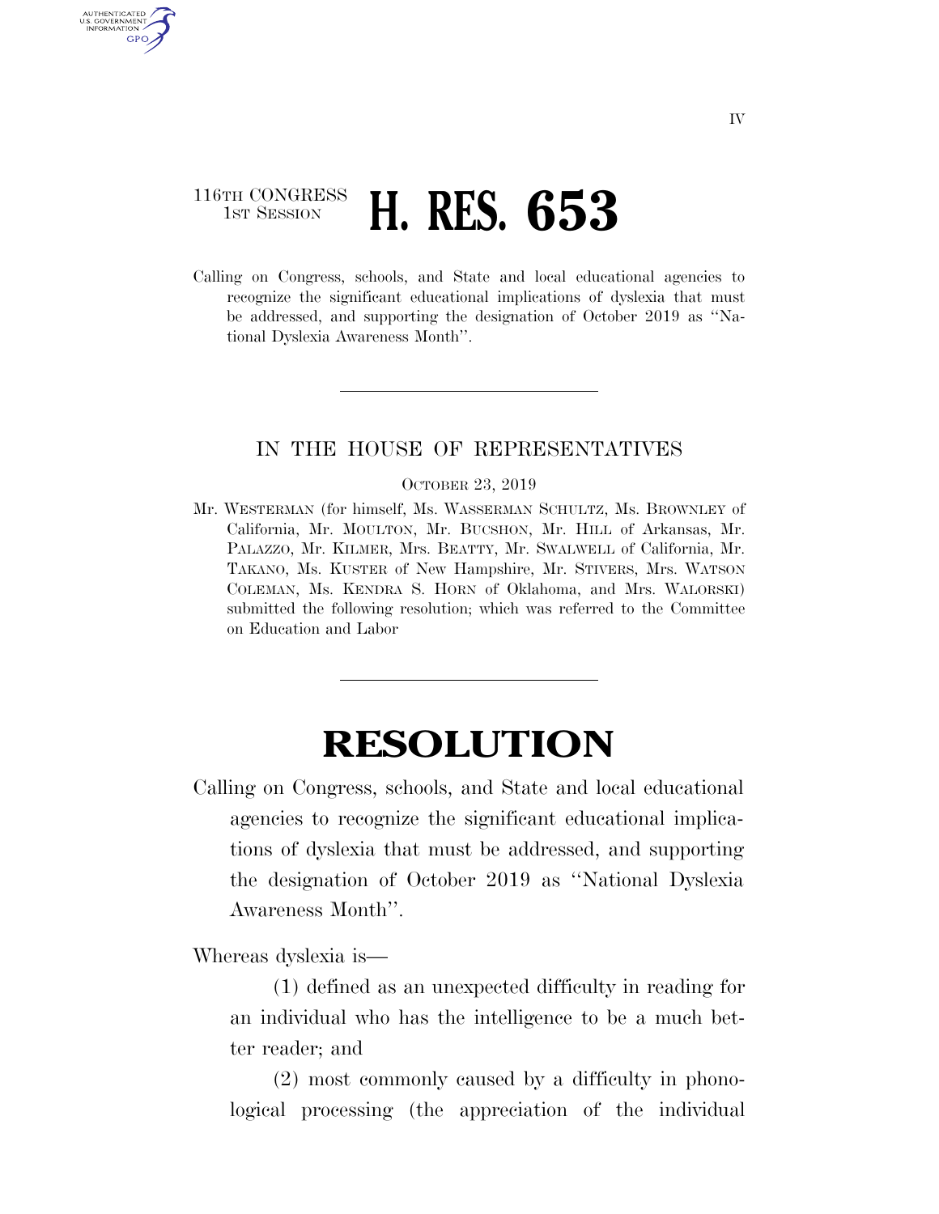116TH CONGRESS
1ST SESSION

# H. RES. 653

Calling on Congress, schools, and State and local educational agencies to recognize the significant educational implications of dyslexia that must be addressed, and supporting the designation of October 2019 as "National Dyslexia Awareness Month".

---

IN THE HOUSE OF REPRESENTATIVES

OCTOBER 23, 2019

Mr. WESTERMAN (for himself, Ms. WASSERMAN SCHULTZ, Ms. BROWNLEY of California, Mr. MOULTON, Mr. BUCSHON, Mr. HILL of Arkansas, Mr. PALAZZO, Mr. KILMER, Mrs. BEATTY, Mr. SWALWELL of California, Mr. TAKANO, Ms. KUSTER of New Hampshire, Mr. STIVERS, Mrs. WATSON COLEMAN, Ms. KENDRA S. HORN of Oklahoma, and Mrs. WALORSKI) submitted the following resolution; which was referred to the Committee on Education and Labor

---

# RESOLUTION

Calling on Congress, schools, and State and local educational agencies to recognize the significant educational implications of dyslexia that must be addressed, and supporting the designation of October 2019 as "National Dyslexia Awareness Month".

Whereas dyslexia is—

(1) defined as an unexpected difficulty in reading for an individual who has the intelligence to be a much better reader; and

(2) most commonly caused by a difficulty in phonological processing (the appreciation of the individual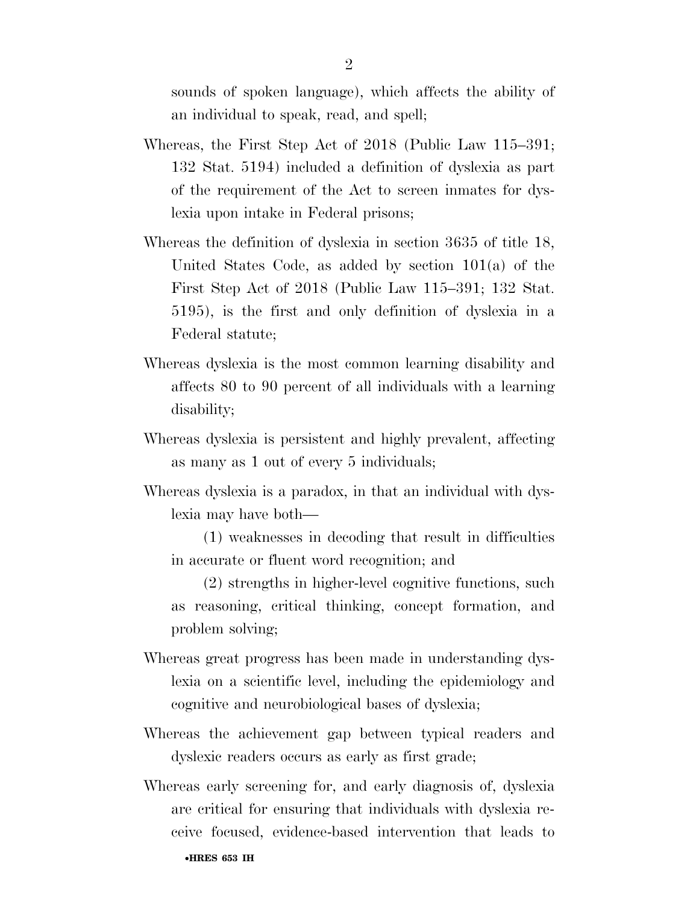sounds of spoken language), which affects the ability of an individual to speak, read, and spell;

Whereas, the First Step Act of 2018 (Public Law 115–391; 132 Stat. 5194) included a definition of dyslexia as part of the requirement of the Act to screen inmates for dyslexia upon intake in Federal prisons;

Whereas the definition of dyslexia in section 3635 of title 18, United States Code, as added by section 101(a) of the First Step Act of 2018 (Public Law 115–391; 132 Stat. 5195), is the first and only definition of dyslexia in a Federal statute;

Whereas dyslexia is the most common learning disability and affects 80 to 90 percent of all individuals with a learning disability;

Whereas dyslexia is persistent and highly prevalent, affecting as many as 1 out of every 5 individuals;

Whereas dyslexia is a paradox, in that an individual with dyslexia may have both—

(1) weaknesses in decoding that result in difficulties in accurate or fluent word recognition; and

(2) strengths in higher-level cognitive functions, such as reasoning, critical thinking, concept formation, and problem solving;

Whereas great progress has been made in understanding dyslexia on a scientific level, including the epidemiology and cognitive and neurobiological bases of dyslexia;

Whereas the achievement gap between typical readers and dyslexic readers occurs as early as first grade;

Whereas early screening for, and early diagnosis of, dyslexia are critical for ensuring that individuals with dyslexia receive focused, evidence-based intervention that leads to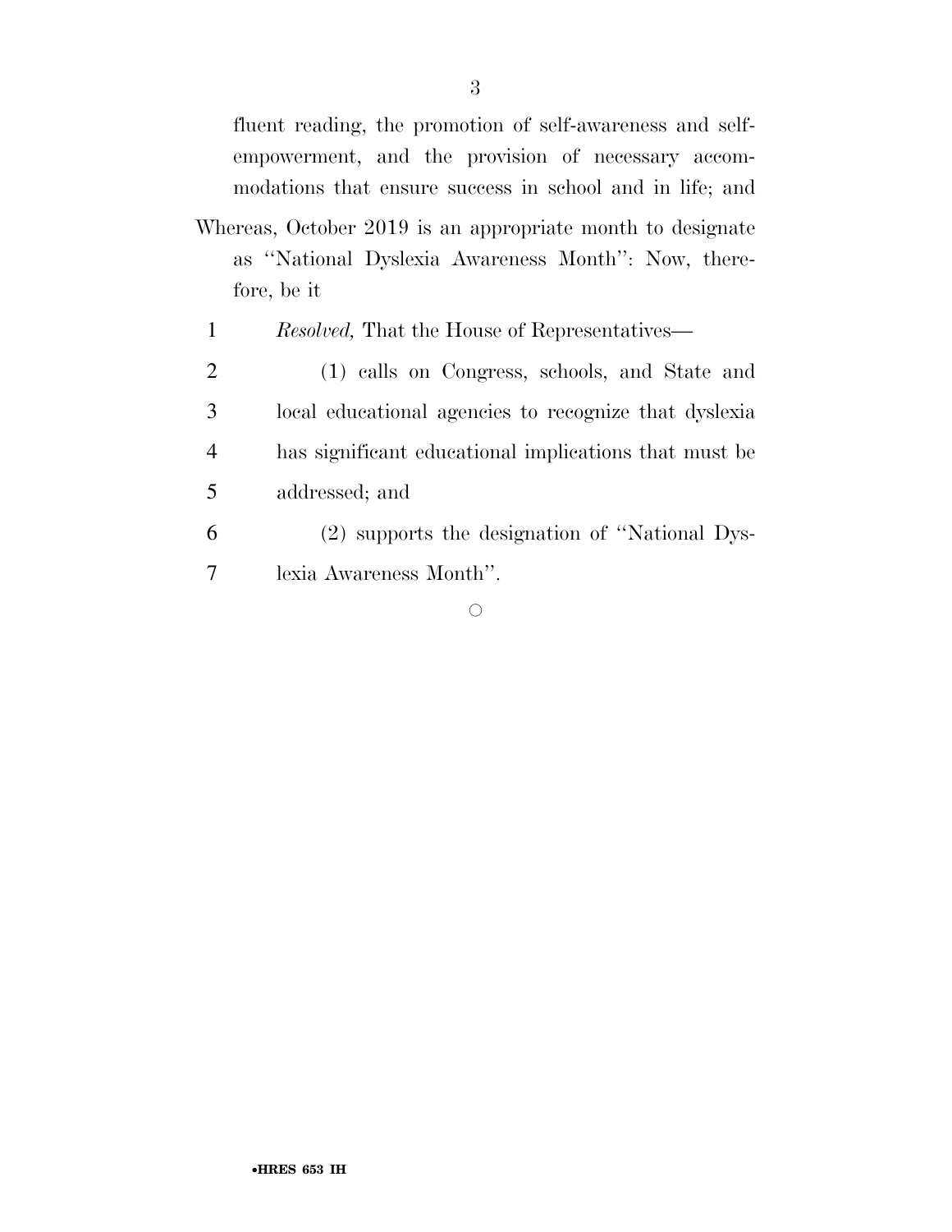fluent reading, the promotion of self-awareness and self-empowerment, and the provision of necessary accommodations that ensure success in school and in life; and

Whereas, October 2019 is an appropriate month to designate as ''National Dyslexia Awareness Month'': Now, therefore, be it

*Resolved,* That the House of Representatives—

(1) calls on Congress, schools, and State and local educational agencies to recognize that dyslexia has significant educational implications that must be addressed; and

(2) supports the designation of ''National Dyslexia Awareness Month''.